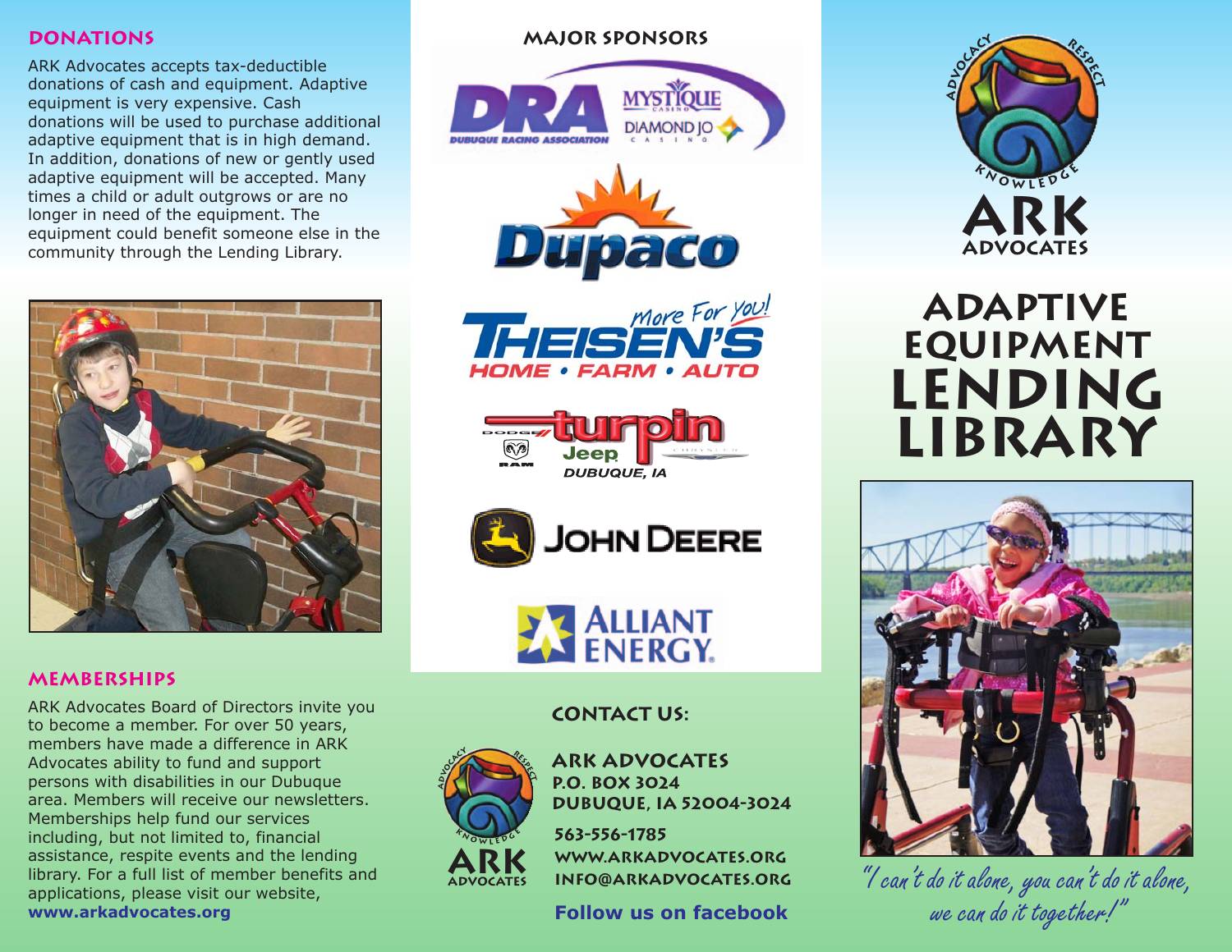## DONATIONS

ARK Advocates accepts tax-deductible donations of cash and equipment. Adaptive equipment is very expensive. Cash donations will be used to purchase additional adaptive equipment that is in high demand. In addition, donations of new or gently used adaptive equipment will be accepted. Many times a child or adult outgrows or are no longer in need of the equipment. The equipment could benefit someone else in the community through the Lending Library.

## MEMBERSHIPS

ARK Advocates Board of Directors invite you to become a member. For over 50 years, members have made a difference in ARK Advocates ability to fund and support persons with disabilities in our Dubuque area. Members will receive our newsletters. Memberships help fund our services including, but not limited to, financial assistance, respite events and the lending library. For a full list of member benefits and applications, please visit our website, **www.arkadvocates.org**

## MAJOR SPONSORS

DRA Dubuque Racing Association – Mystique Casino – Diamond Jo Casino

Dupaco

Theisen's – More For You! – Home • Farm • Auto

Turpin Dodge Ram Jeep Chrysler – Dubuque, IA

John Deere

Alliant Energy

## CONTACT US:

**ARK ADVOCATES**
**P.O. BOX 3024**
**DUBUQUE, IA 52004-3024**

563-556-1785
WWW.ARKADVOCATES.ORG
INFO@ARKADVOCATES.ORG

**Follow us on facebook**

Advocacy · Respect · Knowledge

# ARK ADVOCATES

# ADAPTIVE EQUIPMENT LENDING LIBRARY

*"I can't do it alone, you can't do it alone, we can do it together!"*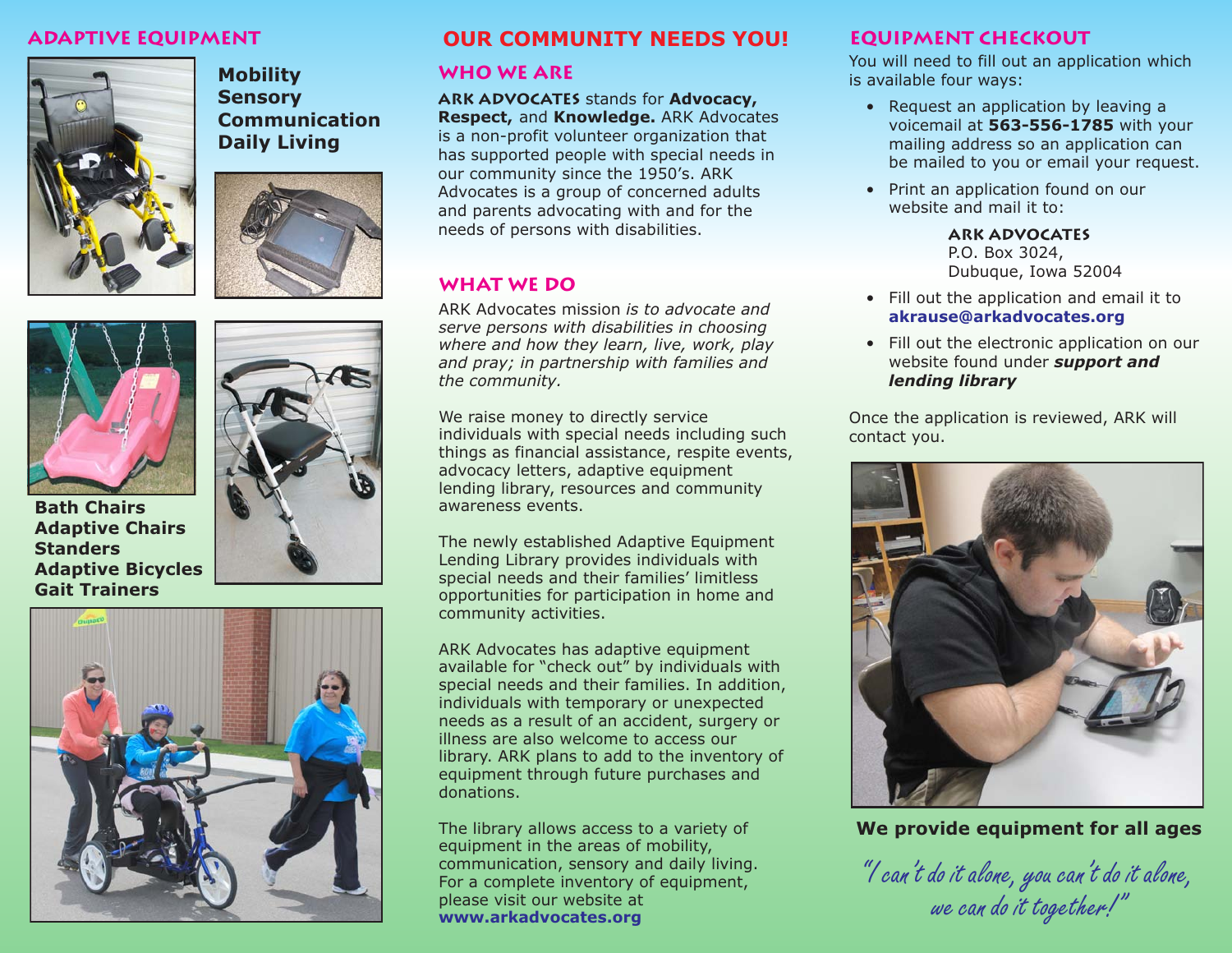## ADAPTIVE EQUIPMENT

**Mobility**
**Sensory**
**Communication**
**Daily Living**

**Bath Chairs**
**Adaptive Chairs**
**Standers**
**Adaptive Bicycles**
**Gait Trainers**

## OUR COMMUNITY NEEDS YOU!

### WHO WE ARE

**ARK ADVOCATES** stands for **Advocacy, Respect,** and **Knowledge.** ARK Advocates is a non-profit volunteer organization that has supported people with special needs in our community since the 1950's. ARK Advocates is a group of concerned adults and parents advocating with and for the needs of persons with disabilities.

### WHAT WE DO

ARK Advocates mission *is to advocate and serve persons with disabilities in choosing where and how they learn, live, work, play and pray; in partnership with families and the community.*

We raise money to directly service individuals with special needs including such things as financial assistance, respite events, advocacy letters, adaptive equipment lending library, resources and community awareness events.

The newly established Adaptive Equipment Lending Library provides individuals with special needs and their families' limitless opportunities for participation in home and community activities.

ARK Advocates has adaptive equipment available for "check out" by individuals with special needs and their families. In addition, individuals with temporary or unexpected needs as a result of an accident, surgery or illness are also welcome to access our library. ARK plans to add to the inventory of equipment through future purchases and donations.

The library allows access to a variety of equipment in the areas of mobility, communication, sensory and daily living. For a complete inventory of equipment, please visit our website at **www.arkadvocates.org**

## EQUIPMENT CHECKOUT

You will need to fill out an application which is available four ways:

- Request an application by leaving a voicemail at **563-556-1785** with your mailing address so an application can be mailed to you or email your request.
- Print an application found on our website and mail it to:

  **ARK ADVOCATES**
  P.O. Box 3024,
  Dubuque, Iowa 52004
- Fill out the application and email it to **akrause@arkadvocates.org**
- Fill out the electronic application on our website found under ***support and lending library***

Once the application is reviewed, ARK will contact you.

**We provide equipment for all ages**

*"I can't do it alone, you can't do it alone, we can do it together!"*